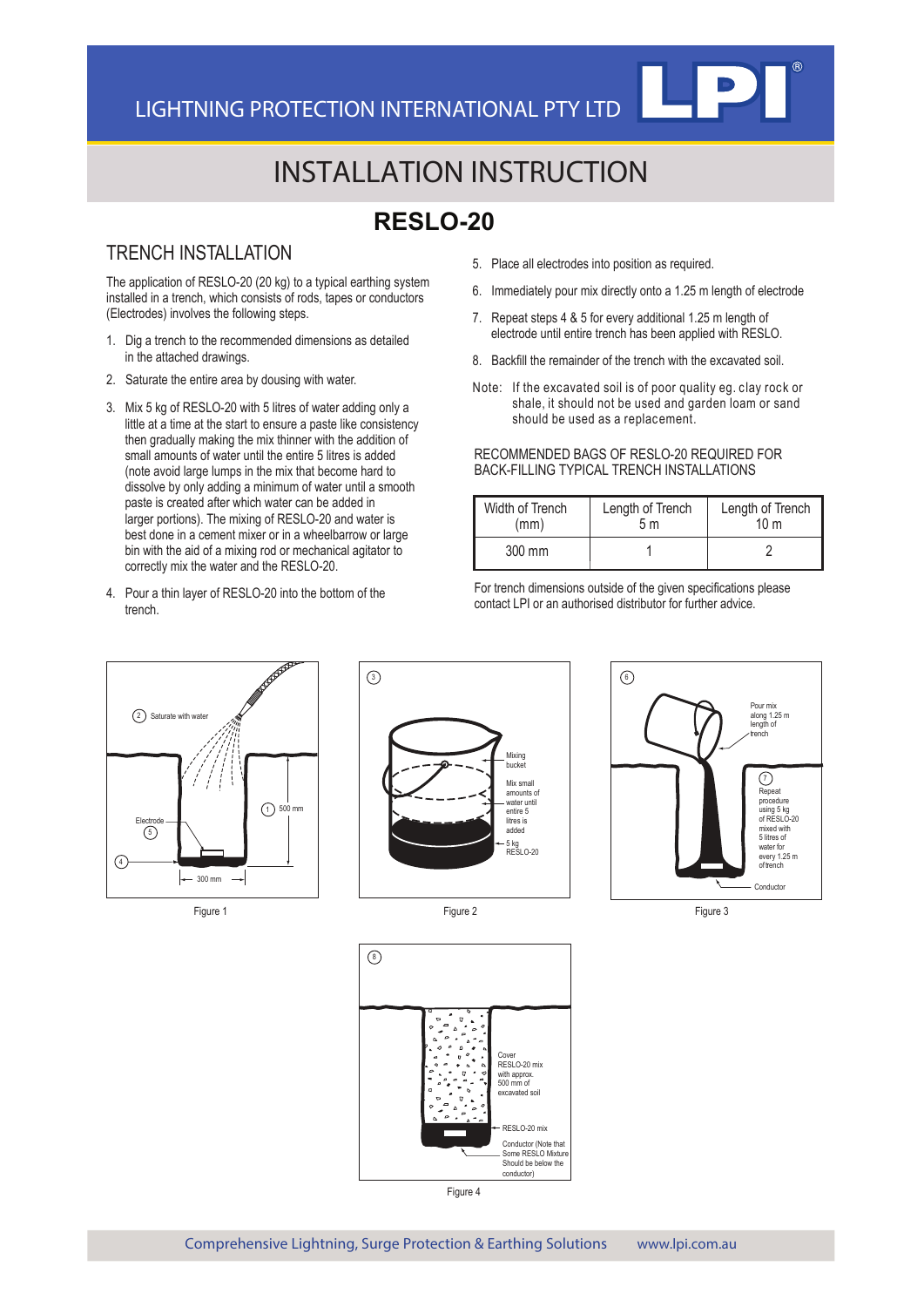LIGHTNING PROTECTION INTERNATIONAL PTY LTD

# INSTALLATION INSTRUCTION

## RESLO-20

### TRENCH INSTALLATION

The application of RESLO-20 (20 kg) to a typical earthing system installed in a trench, which consists of rods, tapes or conductors (Electrodes) involves the following steps.

1. Dig a trench to the recommended dimensions as detailed in the attached drawings.
2. Saturate the entire area by dousing with water.
3. Mix 5 kg of RESLO-20 with 5 litres of water adding only a little at a time at the start to ensure a paste like consistency then gradually making the mix thinner with the addition of small amounts of water until the entire 5 litres is added (note avoid large lumps in the mix that become hard to dissolve by only adding a minimum of water until a smooth paste is created after which water can be added in larger portions). The mixing of RESLO-20 and water is best done in a cement mixer or in a wheelbarrow or large bin with the aid of a mixing rod or mechanical agitator to correctly mix the water and the RESLO-20.
4. Pour a thin layer of RESLO-20 into the bottom of the trench.
5. Place all electrodes into position as required.
6. Immediately pour mix directly onto a 1.25 m length of electrode
7. Repeat steps 4 & 5 for every additional 1.25 m length of electrode until entire trench has been applied with RESLO.
8. Backfill the remainder of the trench with the excavated soil.

Note: If the excavated soil is of poor quality eg. clay rock or shale, it should not be used and garden loam or sand should be used as a replacement.

RECOMMENDED BAGS OF RESLO-20 REQUIRED FOR BACK-FILLING TYPICAL TRENCH INSTALLATIONS

| Width of Trench (mm) | Length of Trench 5 m | Length of Trench 10 m |
|---|---|---|
| 300 mm | 1 | 2 |

For trench dimensions outside of the given specifications please contact LPI or an authorised distributor for further advice.

Figure 1

Figure 2

Figure 3

Figure 4

Comprehensive Lightning, Surge Protection & Earthing Solutions www.lpi.com.au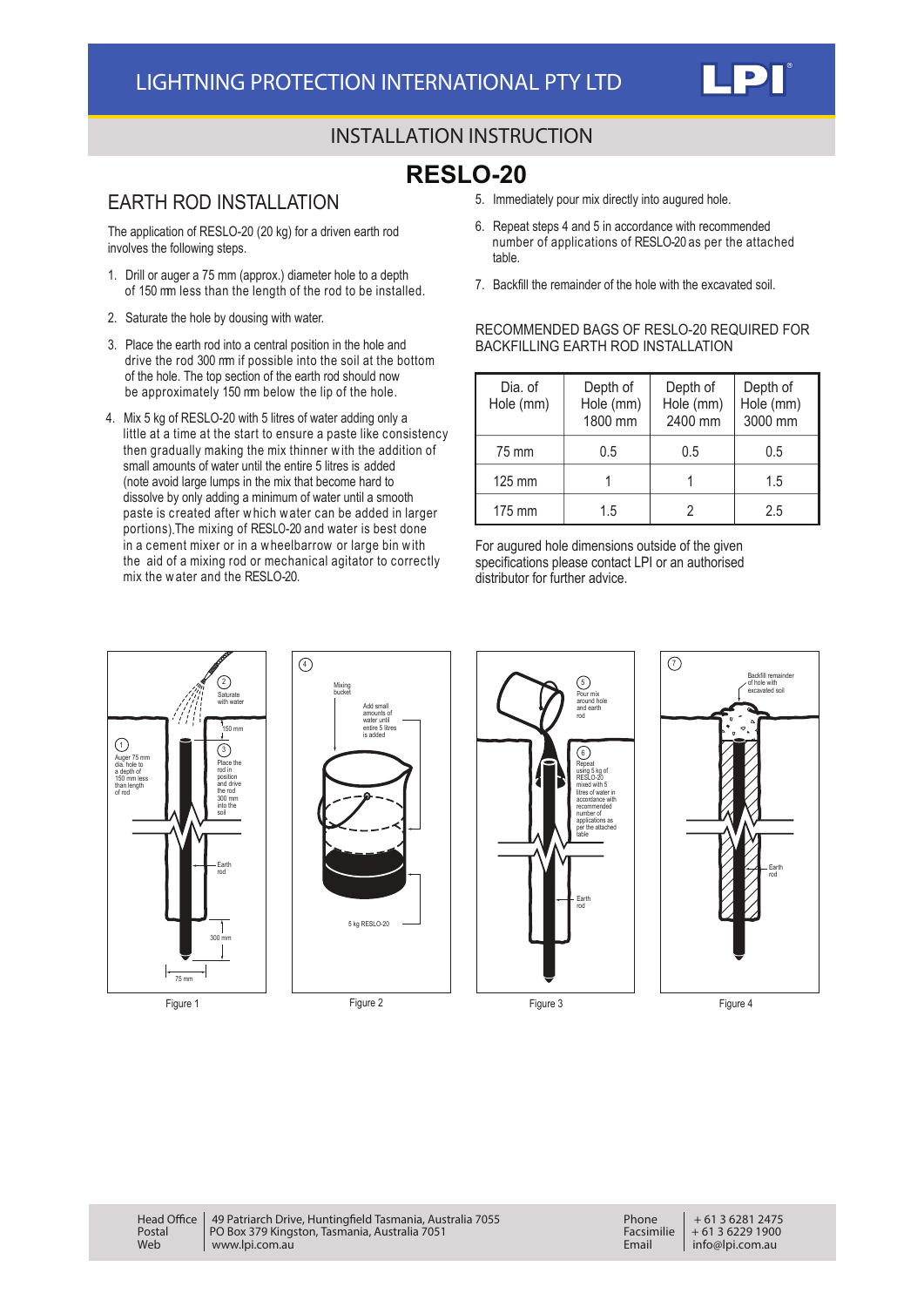# LIGHTNING PROTECTION INTERNATIONAL PTY LTD

## INSTALLATION INSTRUCTION

# RESLO-20

## EARTH ROD INSTALLATION

The application of RESLO-20 (20 kg) for a driven earth rod involves the following steps.

1. Drill or auger a 75 mm (approx.) diameter hole to a depth of 150 mm less than the length of the rod to be installed.
2. Saturate the hole by dousing with water.
3. Place the earth rod into a central position in the hole and drive the rod 300 mm if possible into the soil at the bottom of the hole. The top section of the earth rod should now be approximately 150 mm below the lip of the hole.
4. Mix 5 kg of RESLO-20 with 5 litres of water adding only a little at a time at the start to ensure a paste like consistency then gradually making the mix thinner with the addition of small amounts of water until the entire 5 litres is added (note avoid large lumps in the mix that become hard to dissolve by only adding a minimum of water until a smooth paste is created after which water can be added in larger portions).The mixing of RESLO-20 and water is best done in a cement mixer or in a wheelbarrow or large bin with the aid of a mixing rod or mechanical agitator to correctly mix the water and the RESLO-20.
5. Immediately pour mix directly into augured hole.
6. Repeat steps 4 and 5 in accordance with recommended number of applications of RESLO-20 as per the attached table.
7. Backfill the remainder of the hole with the excavated soil.

RECOMMENDED BAGS OF RESLO-20 REQUIRED FOR BACKFILLING EARTH ROD INSTALLATION

| Dia. of Hole (mm) | Depth of Hole (mm) 1800 mm | Depth of Hole (mm) 2400 mm | Depth of Hole (mm) 3000 mm |
|---|---|---|---|
| 75 mm | 0.5 | 0.5 | 0.5 |
| 125 mm | 1 | 1 | 1.5 |
| 175 mm | 1.5 | 2 | 2.5 |

For augured hole dimensions outside of the given specifications please contact LPI or an authorised distributor for further advice.

1 Auger 75 mm dia. hole to a depth of 150 mm less than length of rod
2 Saturate with water
150 mm
3 Place the rod in position and drive the rod 300 mm into the soil
Earth rod
300 mm
75 mm

Figure 1

4 Mixing bucket
Add small amounts of water until entire 5 litres is added
5 kg RESLO-20

Figure 2

5 Pour mix around hole and earth rod
6 Repeat using 5 kg of RESLO-20 mixed with 5 litres of water in accordance with recommended number of applications as per the attached table
Earth rod

Figure 3

7 Backfill remainder of hole with excavated soil
Earth rod

Figure 4

| | | | |
|---|---|---|---|
| Head Office | 49 Patriarch Drive, Huntingfield Tasmania, Australia 7055 | Phone | + 61 3 6281 2475 |
| Postal | PO Box 379 Kingston, Tasmania, Australia 7051 | Facsimilie | + 61 3 6229 1900 |
| Web | www.lpi.com.au | Email | info@lpi.com.au |